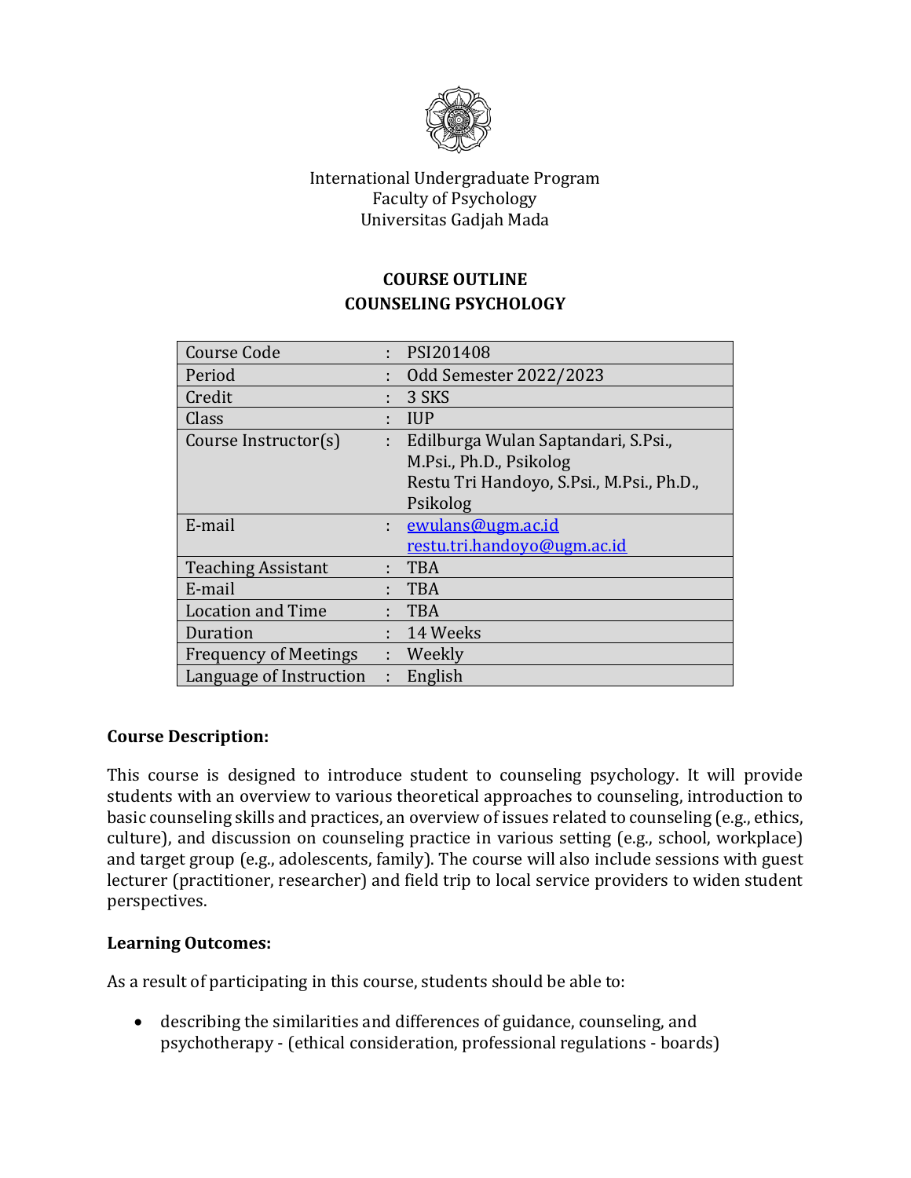International Undergraduate Program
Faculty of Psychology
Universitas Gadjah Mada

# COURSE OUTLINE
# COUNSELING PSYCHOLOGY

| | | |
|---|---|---|
| Course Code | : | PSI201408 |
| Period | : | Odd Semester 2022/2023 |
| Credit | : | 3 SKS |
| Class | : | IUP |
| Course Instructor(s) | : | Edilburga Wulan Saptandari, S.Psi., M.Psi., Ph.D., Psikolog<br>Restu Tri Handoyo, S.Psi., M.Psi., Ph.D., Psikolog |
| E-mail | : | ewulans@ugm.ac.id<br>restu.tri.handoyo@ugm.ac.id |
| Teaching Assistant | : | TBA |
| E-mail | : | TBA |
| Location and Time | : | TBA |
| Duration | : | 14 Weeks |
| Frequency of Meetings | : | Weekly |
| Language of Instruction | : | English |

**Course Description:**

This course is designed to introduce student to counseling psychology. It will provide students with an overview to various theoretical approaches to counseling, introduction to basic counseling skills and practices, an overview of issues related to counseling (e.g., ethics, culture), and discussion on counseling practice in various setting (e.g., school, workplace) and target group (e.g., adolescents, family). The course will also include sessions with guest lecturer (practitioner, researcher) and field trip to local service providers to widen student perspectives.

**Learning Outcomes:**

As a result of participating in this course, students should be able to:

- describing the similarities and differences of guidance, counseling, and psychotherapy - (ethical consideration, professional regulations - boards)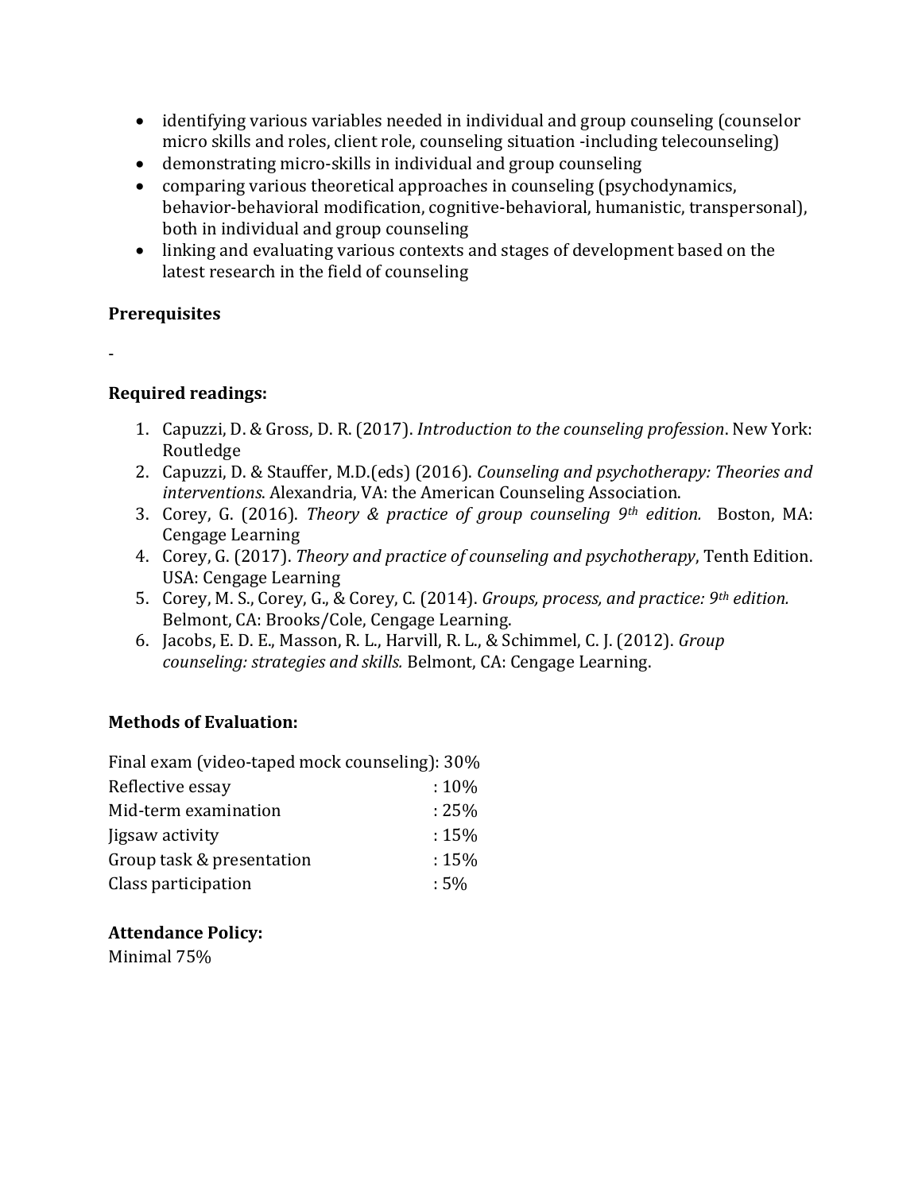- identifying various variables needed in individual and group counseling (counselor micro skills and roles, client role, counseling situation -including telecounseling)
- demonstrating micro-skills in individual and group counseling
- comparing various theoretical approaches in counseling (psychodynamics, behavior-behavioral modification, cognitive-behavioral, humanistic, transpersonal), both in individual and group counseling
- linking and evaluating various contexts and stages of development based on the latest research in the field of counseling

**Prerequisites**

-

**Required readings:**

1. Capuzzi, D. & Gross, D. R. (2017). *Introduction to the counseling profession*. New York: Routledge
2. Capuzzi, D. & Stauffer, M.D.(eds) (2016). *Counseling and psychotherapy: Theories and interventions*. Alexandria, VA: the American Counseling Association.
3. Corey, G. (2016). *Theory & practice of group counseling 9th edition.* Boston, MA: Cengage Learning
4. Corey, G. (2017). *Theory and practice of counseling and psychotherapy*, Tenth Edition. USA: Cengage Learning
5. Corey, M. S., Corey, G., & Corey, C. (2014). *Groups, process, and practice: 9th edition.* Belmont, CA: Brooks/Cole, Cengage Learning.
6. Jacobs, E. D. E., Masson, R. L., Harvill, R. L., & Schimmel, C. J. (2012). *Group counseling: strategies and skills.* Belmont, CA: Cengage Learning.

**Methods of Evaluation:**

Final exam (video-taped mock counseling): 30%
Reflective essay : 10%
Mid-term examination : 25%
Jigsaw activity : 15%
Group task & presentation : 15%
Class participation : 5%

**Attendance Policy:**
Minimal 75%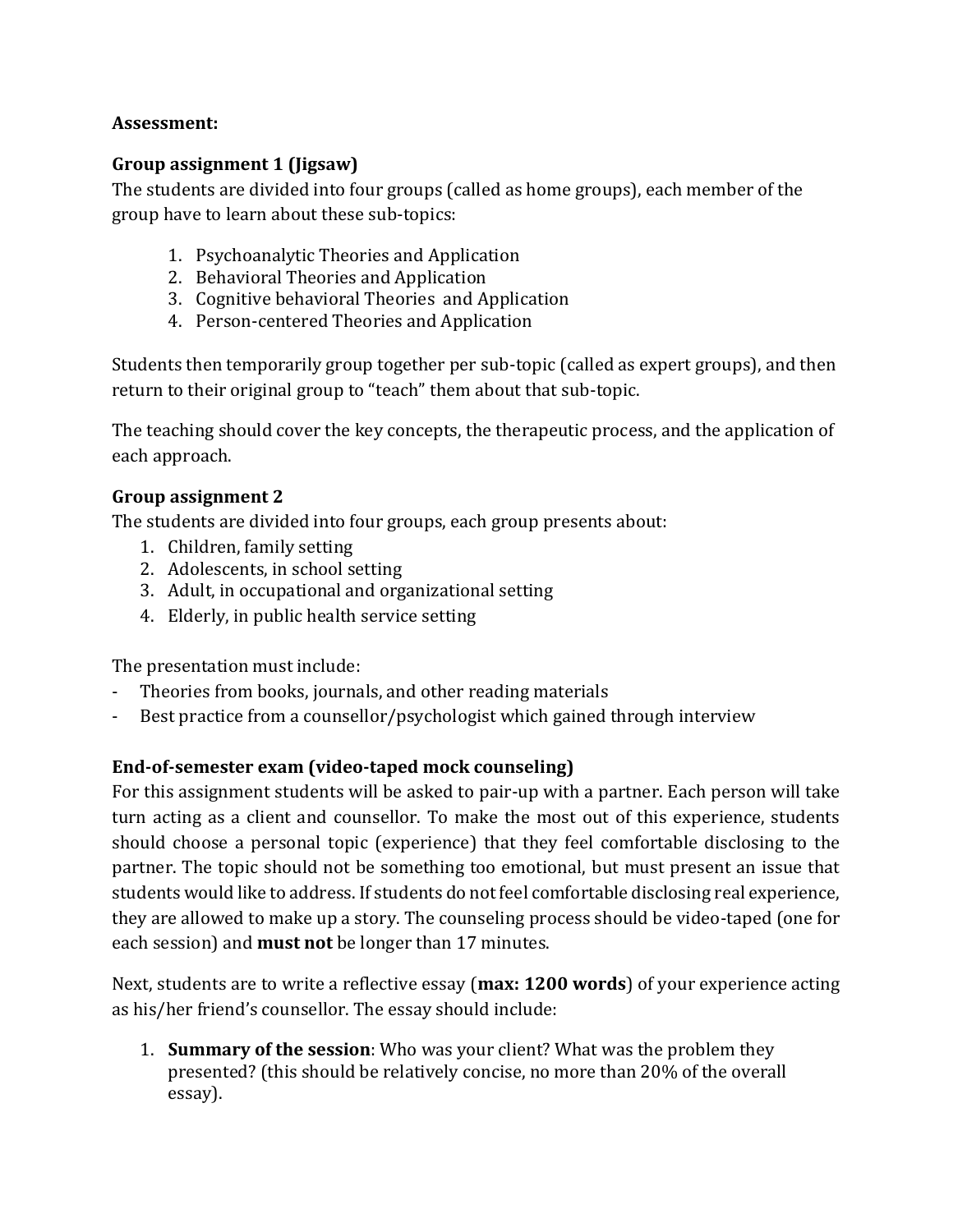**Assessment:**

**Group assignment 1 (Jigsaw)**

The students are divided into four groups (called as home groups), each member of the group have to learn about these sub-topics:

1. Psychoanalytic Theories and Application
2. Behavioral Theories and Application
3. Cognitive behavioral Theories and Application
4. Person-centered Theories and Application

Students then temporarily group together per sub-topic (called as expert groups), and then return to their original group to "teach" them about that sub-topic.

The teaching should cover the key concepts, the therapeutic process, and the application of each approach.

**Group assignment 2**

The students are divided into four groups, each group presents about:

1. Children, family setting
2. Adolescents, in school setting
3. Adult, in occupational and organizational setting
4. Elderly, in public health service setting

The presentation must include:

- Theories from books, journals, and other reading materials
- Best practice from a counsellor/psychologist which gained through interview

**End-of-semester exam (video-taped mock counseling)**

For this assignment students will be asked to pair-up with a partner. Each person will take turn acting as a client and counsellor. To make the most out of this experience, students should choose a personal topic (experience) that they feel comfortable disclosing to the partner. The topic should not be something too emotional, but must present an issue that students would like to address. If students do not feel comfortable disclosing real experience, they are allowed to make up a story. The counseling process should be video-taped (one for each session) and **must not** be longer than 17 minutes.

Next, students are to write a reflective essay (**max: 1200 words**) of your experience acting as his/her friend's counsellor. The essay should include:

1. **Summary of the session**: Who was your client? What was the problem they presented? (this should be relatively concise, no more than 20% of the overall essay).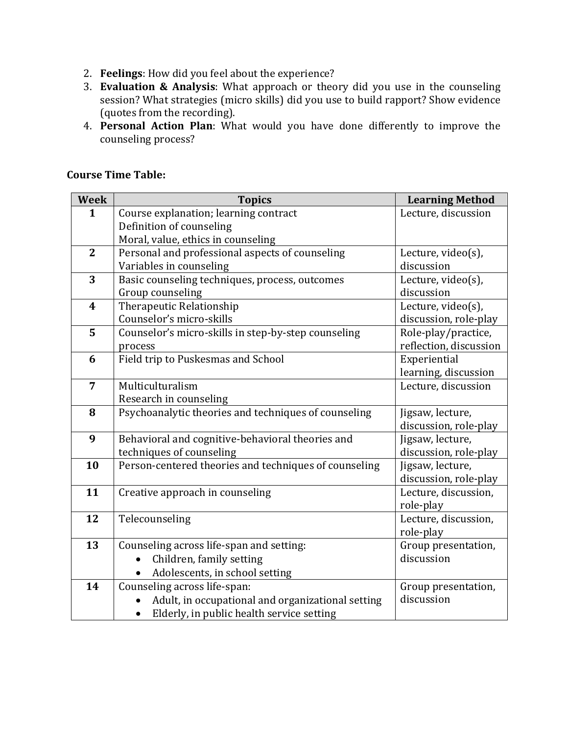2. **Feelings**: How did you feel about the experience?
3. **Evaluation & Analysis**: What approach or theory did you use in the counseling session? What strategies (micro skills) did you use to build rapport? Show evidence (quotes from the recording).
4. **Personal Action Plan**: What would you have done differently to improve the counseling process?

**Course Time Table:**

| Week | Topics | Learning Method |
|---|---|---|
| 1 | Course explanation; learning contract<br>Definition of counseling<br>Moral, value, ethics in counseling | Lecture, discussion |
| 2 | Personal and professional aspects of counseling<br>Variables in counseling | Lecture, video(s), discussion |
| 3 | Basic counseling techniques, process, outcomes<br>Group counseling | Lecture, video(s), discussion |
| 4 | Therapeutic Relationship<br>Counselor's micro-skills | Lecture, video(s), discussion, role-play |
| 5 | Counselor's micro-skills in step-by-step counseling process | Role-play/practice, reflection, discussion |
| 6 | Field trip to Puskesmas and School | Experiential learning, discussion |
| 7 | Multiculturalism<br>Research in counseling | Lecture, discussion |
| 8 | Psychoanalytic theories and techniques of counseling | Jigsaw, lecture, discussion, role-play |
| 9 | Behavioral and cognitive-behavioral theories and techniques of counseling | Jigsaw, lecture, discussion, role-play |
| 10 | Person-centered theories and techniques of counseling | Jigsaw, lecture, discussion, role-play |
| 11 | Creative approach in counseling | Lecture, discussion, role-play |
| 12 | Telecounseling | Lecture, discussion, role-play |
| 13 | Counseling across life-span and setting:<br>• Children, family setting<br>• Adolescents, in school setting | Group presentation, discussion |
| 14 | Counseling across life-span:<br>• Adult, in occupational and organizational setting<br>• Elderly, in public health service setting | Group presentation, discussion |